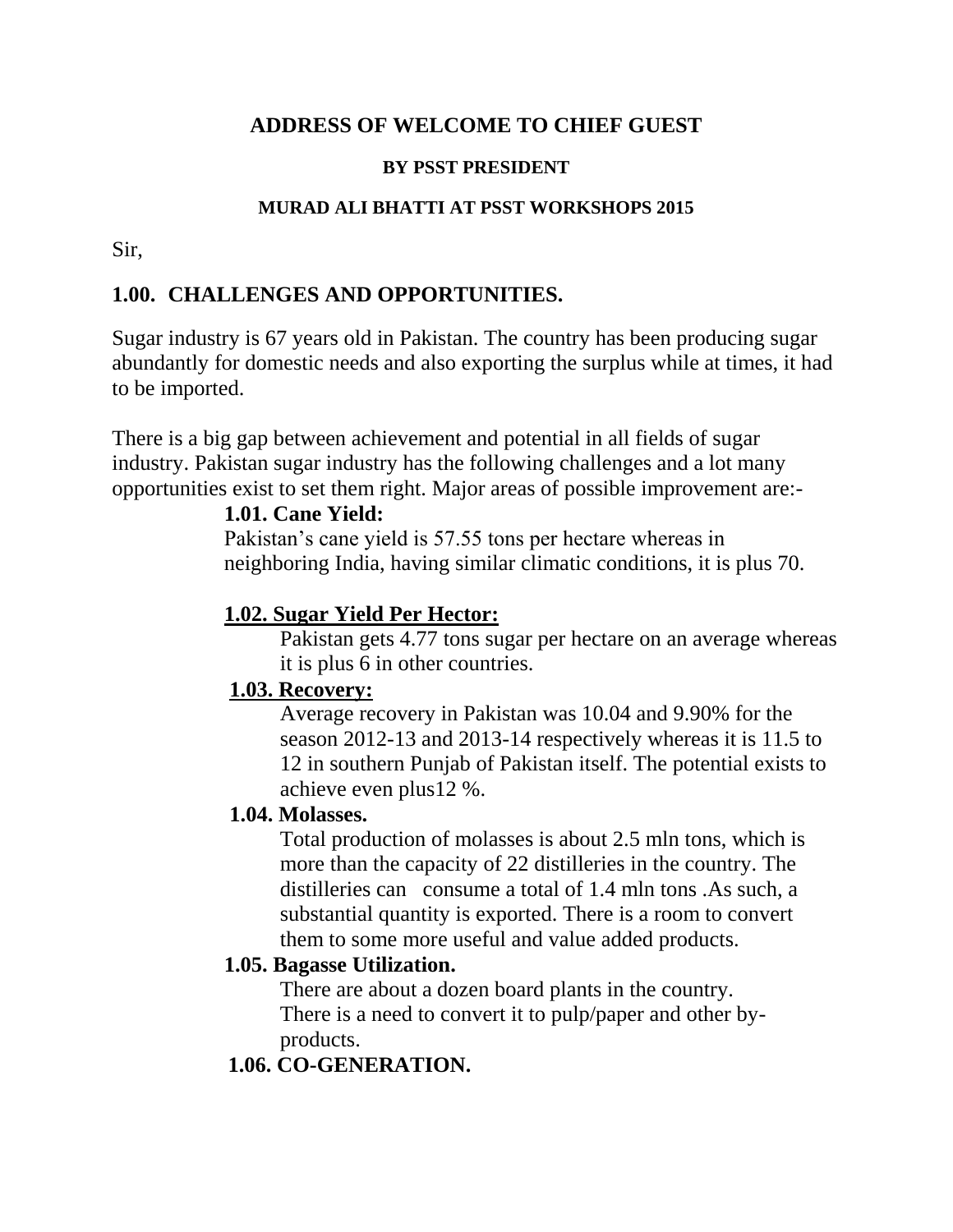# ADDRESS OF WELCOME TO CHIEF GUEST

**BY PSST PRESIDENT**

**MURAD ALI BHATTI AT PSST WORKSHOPS 2015**

Sir,

## 1.00. CHALLENGES AND OPPORTUNITIES.

Sugar industry is 67 years old in Pakistan. The country has been producing sugar abundantly for domestic needs and also exporting the surplus while at times, it had to be imported.

There is a big gap between achievement and potential in all fields of sugar industry. Pakistan sugar industry has the following challenges and a lot many opportunities exist to set them right. Major areas of possible improvement are:-

### 1.01. Cane Yield:

Pakistan's cane yield is 57.55 tons per hectare whereas in neighboring India, having similar climatic conditions, it is plus 70.

### 1.02. Sugar Yield Per Hector:

Pakistan gets 4.77 tons sugar per hectare on an average whereas it is plus 6 in other countries.

### 1.03. Recovery:

Average recovery in Pakistan was 10.04 and 9.90% for the season 2012-13 and 2013-14 respectively whereas it is 11.5 to 12 in southern Punjab of Pakistan itself. The potential exists to achieve even plus12 %.

### 1.04. Molasses.

Total production of molasses is about 2.5 mln tons, which is more than the capacity of 22 distilleries in the country. The distilleries can consume a total of 1.4 mln tons .As such, a substantial quantity is exported. There is a room to convert them to some more useful and value added products.

### 1.05. Bagasse Utilization.

There are about a dozen board plants in the country. There is a need to convert it to pulp/paper and other by-products.

### 1.06. CO-GENERATION.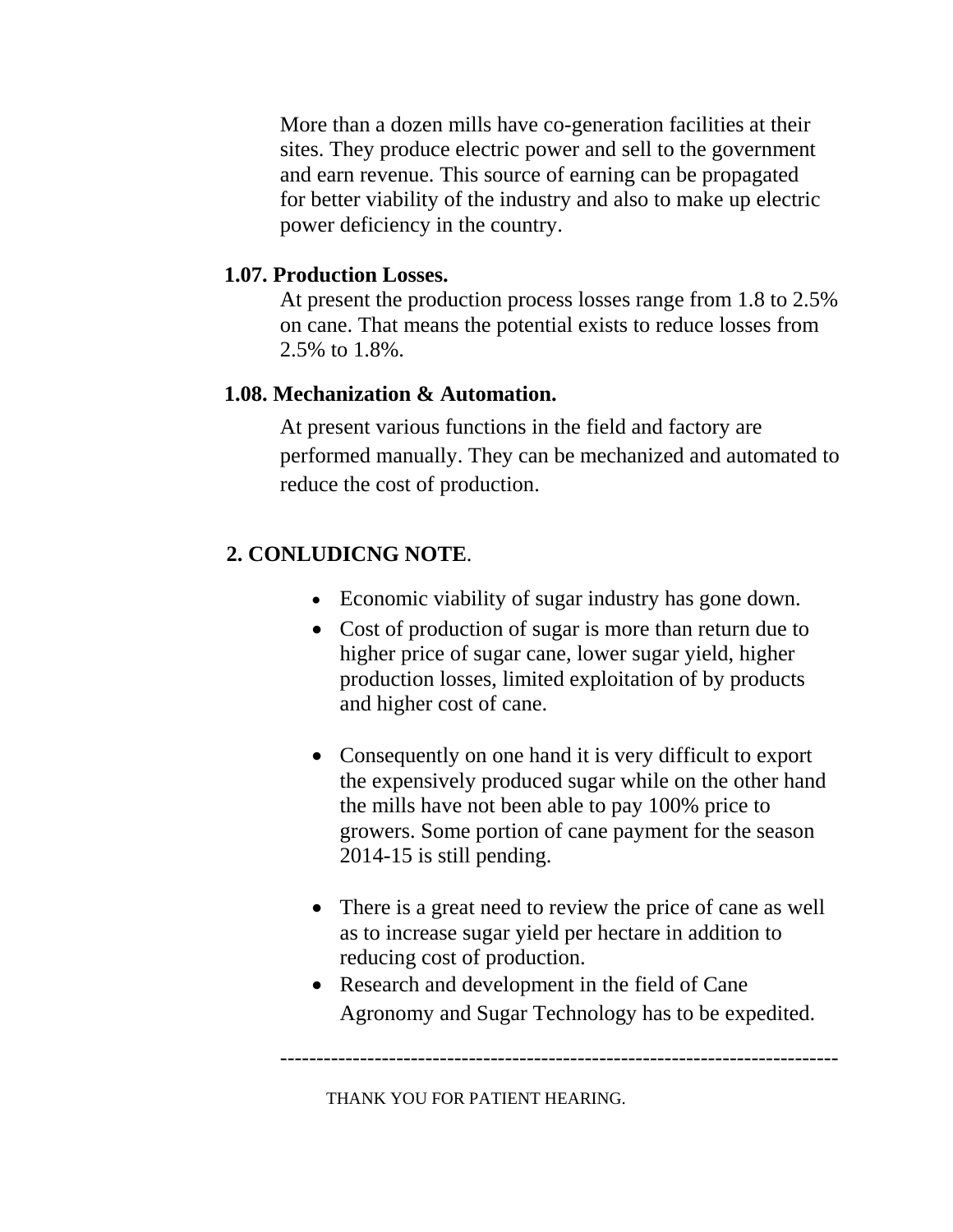More than a dozen mills have co-generation facilities at their sites. They produce electric power and sell to the government and earn revenue. This source of earning can be propagated for better viability of the industry and also to make up electric power deficiency in the country.

**1.07. Production Losses.**

At present the production process losses range from 1.8 to 2.5% on cane. That means the potential exists to reduce losses from 2.5% to 1.8%.

**1.08. Mechanization & Automation.**

At present various functions in the field and factory are performed manually. They can be mechanized and automated to reduce the cost of production.

## 2. CONLUDICNG NOTE.

- Economic viability of sugar industry has gone down.
- Cost of production of sugar is more than return due to higher price of sugar cane, lower sugar yield, higher production losses, limited exploitation of by products and higher cost of cane.
- Consequently on one hand it is very difficult to export the expensively produced sugar while on the other hand the mills have not been able to pay 100% price to growers. Some portion of cane payment for the season 2014-15 is still pending.
- There is a great need to review the price of cane as well as to increase sugar yield per hectare in addition to reducing cost of production.
- Research and development in the field of Cane Agronomy and Sugar Technology has to be expedited.

---

THANK YOU FOR PATIENT HEARING.